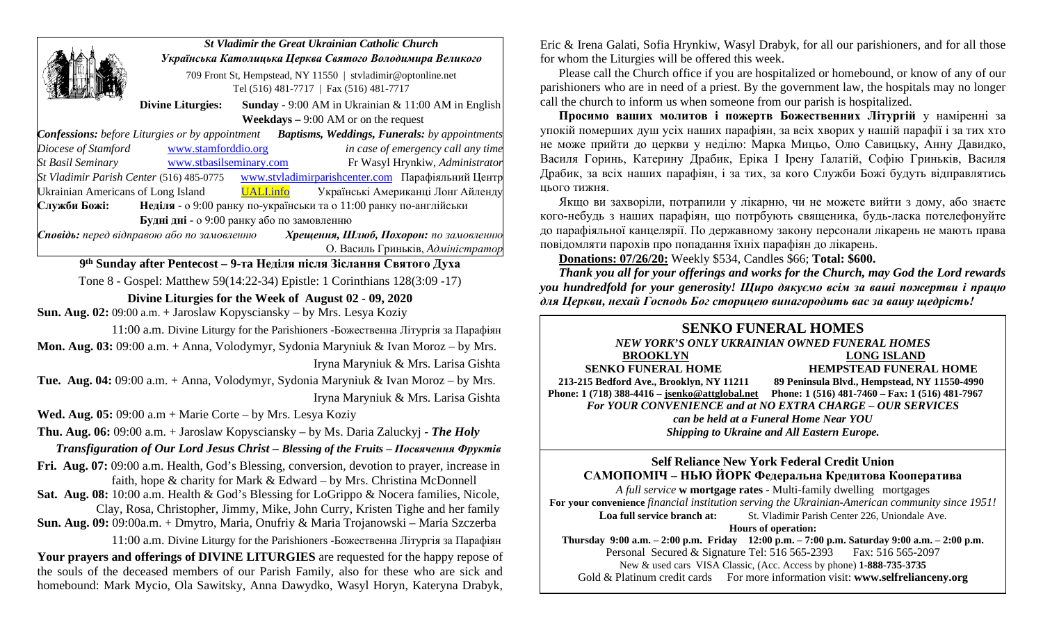### St Vladimir the Great Ukrainian Catholic Church
### Українська Католицька Церква Святого Володимира Великого

709 Front St, Hempstead, NY 11550 | stvladimir@optonline.net
Tel (516) 481-7717 | Fax (516) 481-7717

**Divine Liturgies:** **Sunday** - 9:00 AM in Ukrainian & 11:00 AM in English
**Weekdays** – 9:00 AM or on the request

***Confessions:*** *before Liturgies or by appointment* ***Baptisms, Weddings, Funerals:*** *by appointments*

*Diocese of Stamford* www.stamforddio.org *in case of emergency call any time*
*St Basil Seminary* www.stbasilseminary.com Fr Wasyl Hrynkiw, *Administrator*
*St Vladimir Parish Center* (516) 485-0775 www.stvladimirparishcenter.com Парафіяльний Центр
Ukrainian Americans of Long Island UALI.info Українські Американці Лонг Айленду

**Служби Божі:** **Неділя** - о 9:00 ранку по-українськи та о 11:00 ранку по-англійськи
**Будні дні** - о 9:00 ранку або по замовленню

***Сповідь:*** *перед відправою або по замовленню* ***Хрещення, Шлюб, Похорон:*** *по замовленню*
О. Василь Гриньків, *Адміністратор*

**9th Sunday after Pentecost – 9-та Неділя після Зіслання Святого Духа**

Tone 8 - Gospel: Matthew 59(14:22-34) Epistle: 1 Corinthians 128(3:09 -17)

**Divine Liturgies for the Week of August 02 - 09, 2020**

**Sun. Aug. 02:** 09:00 a.m. + Jaroslaw Kopysciansky – by Mrs. Lesya Koziy
11:00 a.m. Divine Liturgy for the Parishioners -Божественна Літургія за Парафіян

**Mon. Aug. 03:** 09:00 a.m. + Anna, Volodymyr, Sydonia Maryniuk & Ivan Moroz – by Mrs. Iryna Maryniuk & Mrs. Larisa Gishta

**Tue. Aug. 04:** 09:00 a.m. + Anna, Volodymyr, Sydonia Maryniuk & Ivan Moroz – by Mrs. Iryna Maryniuk & Mrs. Larisa Gishta

**Wed. Aug. 05:** 09:00 a.m + Marie Corte – by Mrs. Lesya Koziy

**Thu. Aug. 06:** 09:00 a.m. + Jaroslaw Kopysciansky – by Ms. Daria Zaluckyj - ***The Holy Transfiguration of Our Lord Jesus Christ – Blessing of the Fruits – Посвячення Фруктів***

**Fri. Aug. 07:** 09:00 a.m. Health, God's Blessing, conversion, devotion to prayer, increase in faith, hope & charity for Mark & Edward – by Mrs. Christina McDonnell

**Sat. Aug. 08:** 10:00 a.m. Health & God's Blessing for LoGrippo & Nocera families, Nicole, Clay, Rosa, Christopher, Jimmy, Mike, John Curry, Kristen Tighe and her family

**Sun. Aug. 09:** 09:00a.m. + Dmytro, Maria, Onufriy & Maria Trojanowski – Maria Szczerba
11:00 a.m. Divine Liturgy for the Parishioners -Божественна Літургія за Парафіян

**Your prayers and offerings of DIVINE LITURGIES** are requested for the happy repose of the souls of the deceased members of our Parish Family, also for these who are sick and homebound: Mark Mycio, Ola Sawitsky, Anna Dawydko, Wasyl Horyn, Kateryna Drabyk, Eric & Irena Galati, Sofia Hrynkiw, Wasyl Drabyk, for all our parishioners, and for all those for whom the Liturgies will be offered this week.

Please call the Church office if you are hospitalized or homebound, or know of any of our parishioners who are in need of a priest. By the government law, the hospitals may no longer call the church to inform us when someone from our parish is hospitalized.

**Просимо ваших молитов і пожертв Божественних Літургій** у намірені за упокій померших душ усіх наших парафіян, за всіх хворих у нашій парафії і за тих хто не може прийти до церкви у неділю: Марка Мицьо, Олю Савицьку, Анну Давидко, Василя Горинь, Катерину Драбик, Еріка І Ірену Ґалатій, Софію Гриньків, Василя Драбик, за всіх наших парафіян, і за тих, за кого Служби Божі будуть відправлятись цього тижня.

Якщо ви захворіли, потрапили у лікарню, чи не можете вийти з дому, або знаєте кого-небудь з наших парафіян, що потрбують священика, будь-ласка потелефонуйте до парафіяльної канцелярії. По державному закону персонали лікарень не мають права повідомляти парохів про попадання їхніх парафіян до лікарень.

**Donations: 07/26/20:** Weekly $534, Candles $66; **Total: $600.**

***Thank you all for your offerings and works for the Church, may God the Lord rewards you hundredfold for your generosity! Щиро дякуємо всім за ваші пожертви і працю для Церкви, нехай Господь Бог сторицею винагородить вас за вашу щедрість!***

---

## SENKO FUNERAL HOMES

***NEW YORK'S ONLY UKRAINIAN OWNED FUNERAL HOMES***

| BROOKLYN | LONG ISLAND |
|---|---|
| **SENKO FUNERAL HOME** | **HEMPSTEAD FUNERAL HOME** |
| **213-215 Bedford Ave., Brooklyn, NY 11211** | **89 Peninsula Blvd., Hempstead, NY 11550-4990** |
| **Phone: 1 (718) 388-4416 – jsenko@attglobal.net** | **Phone: 1 (516) 481-7460 – Fax: 1 (516) 481-7967** |

***For YOUR CONVENIENCE and at NO EXTRA CHARGE – OUR SERVICES can be held at a Funeral Home Near YOU***
***Shipping to Ukraine and All Eastern Europe.***

---

**Self Reliance New York Federal Credit Union**
**САМОПОМІЧ – НЬЮ ЙОРК Федеральна Кредитова Кооператива**

*A full service* **w mortgage rates** - Multi-family dwelling mortgages
**For your convenience** *financial institution serving the Ukrainian-American community since 1951!*
**Loa full service branch at:** St. Vladimir Parish Center 226, Uniondale Ave.
**Hours of operation:**
**Thursday 9:00 a.m. – 2:00 p.m. Friday 12:00 p.m. – 7:00 p.m. Saturday 9:00 a.m. – 2:00 p.m.**
Personal Secured & Signature Tel: 516 565-2393 Fax: 516 565-2097
New & used cars VISA Classic, (Acc. Access by phone) **1-888-735-3735**
Gold & Platinum credit cards For more information visit: **www.selfrelianceny.org**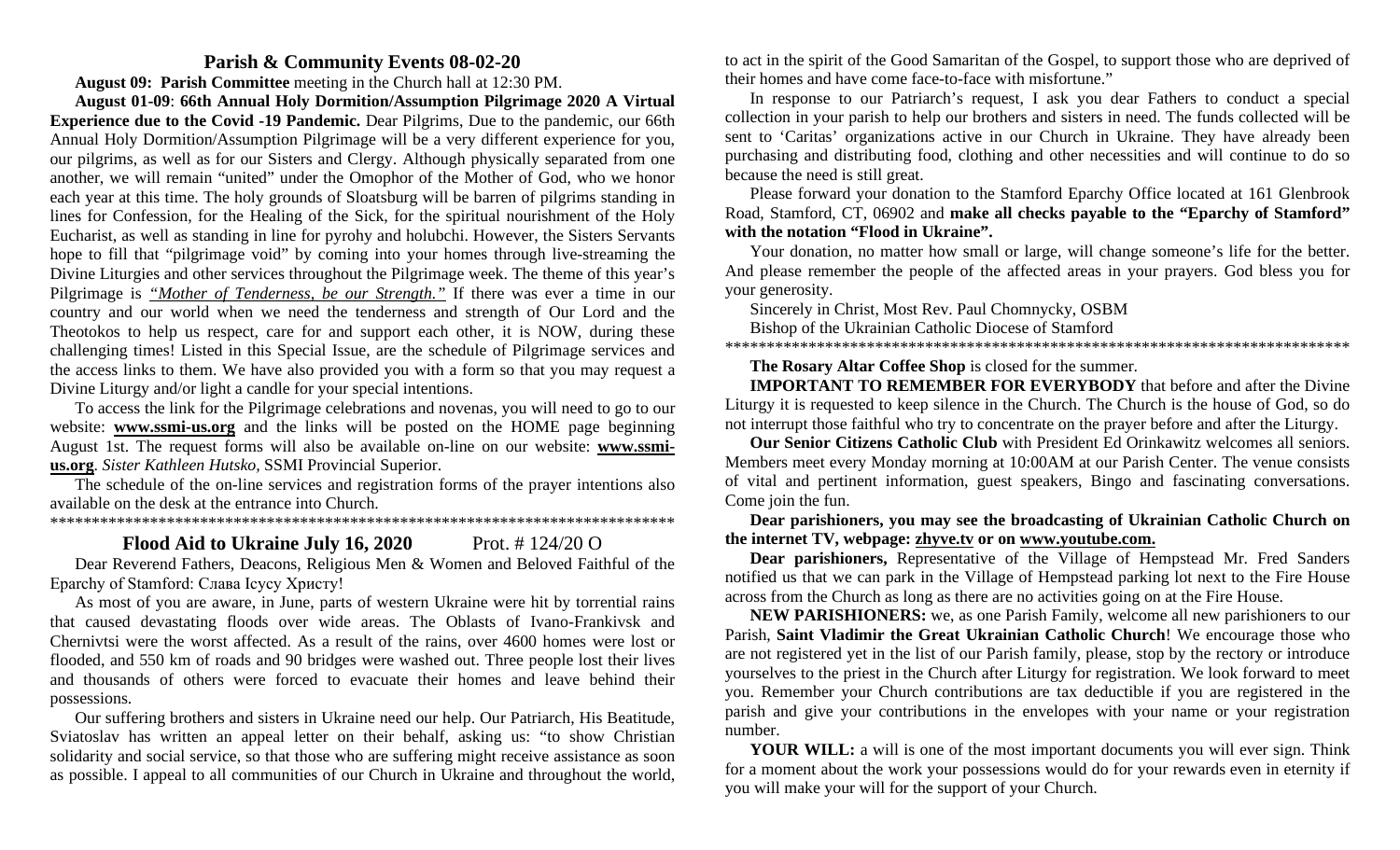## Parish & Community Events 08-02-20

**August 09: Parish Committee** meeting in the Church hall at 12:30 PM.

**August 01-09**: **66th Annual Holy Dormition/Assumption Pilgrimage 2020 A Virtual Experience due to the Covid -19 Pandemic.** Dear Pilgrims, Due to the pandemic, our 66th Annual Holy Dormition/Assumption Pilgrimage will be a very different experience for you, our pilgrims, as well as for our Sisters and Clergy. Although physically separated from one another, we will remain "united" under the Omophor of the Mother of God, who we honor each year at this time. The holy grounds of Sloatsburg will be barren of pilgrims standing in lines for Confession, for the Healing of the Sick, for the spiritual nourishment of the Holy Eucharist, as well as standing in line for pyrohy and holubchi. However, the Sisters Servants hope to fill that "pilgrimage void" by coming into your homes through live-streaming the Divine Liturgies and other services throughout the Pilgrimage week. The theme of this year's Pilgrimage is *"Mother of Tenderness, be our Strength."* If there was ever a time in our country and our world when we need the tenderness and strength of Our Lord and the Theotokos to help us respect, care for and support each other, it is NOW, during these challenging times! Listed in this Special Issue, are the schedule of Pilgrimage services and the access links to them. We have also provided you with a form so that you may request a Divine Liturgy and/or light a candle for your special intentions.

To access the link for the Pilgrimage celebrations and novenas, you will need to go to our website: **www.ssmi-us.org** and the links will be posted on the HOME page beginning August 1st. The request forms will also be available on-line on our website: **www.ssmi-us.org**. *Sister Kathleen Hutsko,* SSMI Provincial Superior.

The schedule of the on-line services and registration forms of the prayer intentions also available on the desk at the entrance into Church.

******************************************************************************

## Flood Aid to Ukraine July 16, 2020 Prot. # 124/20 O

Dear Reverend Fathers, Deacons, Religious Men & Women and Beloved Faithful of the Eparchy of Stamford: Слава Ісусу Христу!

As most of you are aware, in June, parts of western Ukraine were hit by torrential rains that caused devastating floods over wide areas. The Oblasts of Ivano-Frankivsk and Chernivtsi were the worst affected. As a result of the rains, over 4600 homes were lost or flooded, and 550 km of roads and 90 bridges were washed out. Three people lost their lives and thousands of others were forced to evacuate their homes and leave behind their possessions.

Our suffering brothers and sisters in Ukraine need our help. Our Patriarch, His Beatitude, Sviatoslav has written an appeal letter on their behalf, asking us: "to show Christian solidarity and social service, so that those who are suffering might receive assistance as soon as possible. I appeal to all communities of our Church in Ukraine and throughout the world, to act in the spirit of the Good Samaritan of the Gospel, to support those who are deprived of their homes and have come face-to-face with misfortune."

In response to our Patriarch's request, I ask you dear Fathers to conduct a special collection in your parish to help our brothers and sisters in need. The funds collected will be sent to 'Caritas' organizations active in our Church in Ukraine. They have already been purchasing and distributing food, clothing and other necessities and will continue to do so because the need is still great.

Please forward your donation to the Stamford Eparchy Office located at 161 Glenbrook Road, Stamford, CT, 06902 and **make all checks payable to the "Eparchy of Stamford" with the notation "Flood in Ukraine".**

Your donation, no matter how small or large, will change someone's life for the better. And please remember the people of the affected areas in your prayers. God bless you for your generosity.

Sincerely in Christ, Most Rev. Paul Chomnycky, OSBM

Bishop of the Ukrainian Catholic Diocese of Stamford

******************************************************************************

**The Rosary Altar Coffee Shop** is closed for the summer.

**IMPORTANT TO REMEMBER FOR EVERYBODY** that before and after the Divine Liturgy it is requested to keep silence in the Church. The Church is the house of God, so do not interrupt those faithful who try to concentrate on the prayer before and after the Liturgy.

**Our Senior Citizens Catholic Club** with President Ed Orinkawitz welcomes all seniors. Members meet every Monday morning at 10:00AM at our Parish Center. The venue consists of vital and pertinent information, guest speakers, Bingo and fascinating conversations. Come join the fun.

**Dear parishioners, you may see the broadcasting of Ukrainian Catholic Church on the internet TV, webpage: zhyve.tv or on www.youtube.com.**

**Dear parishioners,** Representative of the Village of Hempstead Mr. Fred Sanders notified us that we can park in the Village of Hempstead parking lot next to the Fire House across from the Church as long as there are no activities going on at the Fire House.

**NEW PARISHIONERS:** we, as one Parish Family, welcome all new parishioners to our Parish, **Saint Vladimir the Great Ukrainian Catholic Church**! We encourage those who are not registered yet in the list of our Parish family, please, stop by the rectory or introduce yourselves to the priest in the Church after Liturgy for registration. We look forward to meet you. Remember your Church contributions are tax deductible if you are registered in the parish and give your contributions in the envelopes with your name or your registration number.

**YOUR WILL:** a will is one of the most important documents you will ever sign. Think for a moment about the work your possessions would do for your rewards even in eternity if you will make your will for the support of your Church.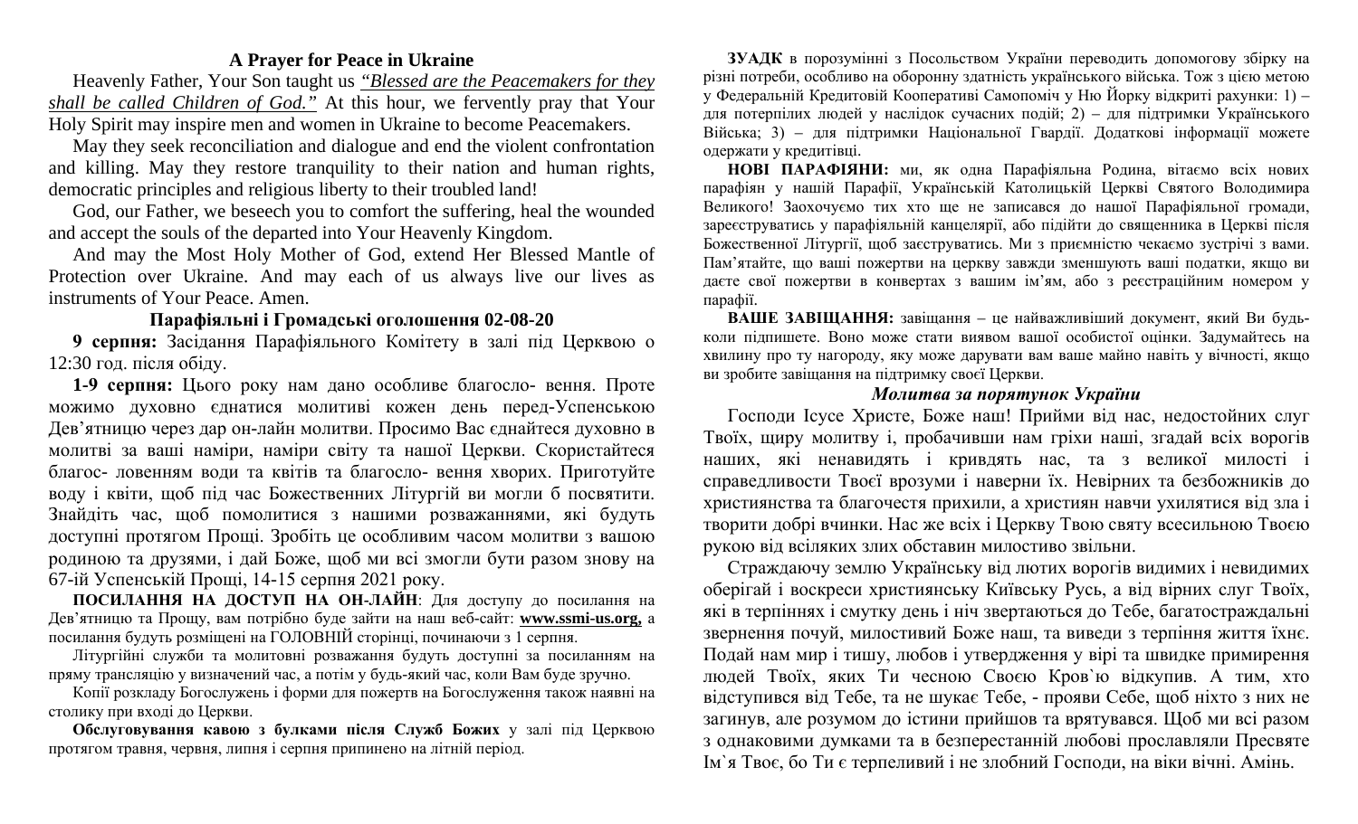## A Prayer for Peace in Ukraine

Heavenly Father, Your Son taught us *"Blessed are the Peacemakers for they shall be called Children of God."* At this hour, we fervently pray that Your Holy Spirit may inspire men and women in Ukraine to become Peacemakers.

May they seek reconciliation and dialogue and end the violent confrontation and killing. May they restore tranquility to their nation and human rights, democratic principles and religious liberty to their troubled land!

God, our Father, we beseech you to comfort the suffering, heal the wounded and accept the souls of the departed into Your Heavenly Kingdom.

And may the Most Holy Mother of God, extend Her Blessed Mantle of Protection over Ukraine. And may each of us always live our lives as instruments of Your Peace. Amen.

## Парафіяльні і Громадські оголошення 02-08-20

**9 серпня:** Засідання Парафіяльного Комітету в залі під Церквою о 12:30 год. після обіду.

**1-9 серпня:** Цього року нам дано особливе благосло- вення. Проте можимо духовно єднатися молитиві кожен день перед-Успенською Дев'ятницю через дар он-лайн молитви. Просимо Вас єднайтеся духовно в молитві за ваші наміри, наміри світу та нашої Церкви. Скористайтеся благос- ловенням води та квітів та благосло- вення хворих. Приготуйте воду і квіти, щоб під час Божественних Літургій ви могли б посвятити. Знайдіть час, щоб помолитися з нашими розважаннями, які будуть доступні протягом Прощі. Зробіть це особливим часом молитви з вашою родиною та друзями, і дай Боже, щоб ми всі змогли бути разом знову на 67-ій Успенській Прощі, 14-15 серпня 2021 року.

**ПОСИЛАННЯ НА ДОСТУП НА ОН-ЛАЙН**: Для доступу до посилання на Дев'ятницю та Прощу, вам потрібно буде зайти на наш веб-сайт: **www.ssmi-us.org,** а посилання будуть розміщені на ГОЛОВНІЙ сторінці, починаючи з 1 серпня.

Літургійні служби та молитовні розважання будуть доступні за посиланням на пряму трансляцію у визначений час, а потім у будь-який час, коли Вам буде зручно.

Копії розкладу Богослужень і форми для пожертв на Богослужения також наявні на столику при вході до Церкви.

**Обслуговування кавою з булками після Служб Божих** у залі під Церквою протягом травня, червня, липня і серпня припинено на літній період.

**ЗУАДК** в порозумінні з Посольством України переводить допомогову збірку на різні потреби, особливо на оборонну здатність українського війська. Тож з цією метою у Федеральній Кредитовій Кооперативі Самопоміч у Ню Йорку відкриті рахунки: 1) – для потерпілих людей у наслідок сучасних подій; 2) – для підтримки Українського Війська; 3) – для підтримки Національної Гвардії. Додаткові інформації можете одержати у кредитівці.

**НОВІ ПАРАФІЯНИ:** ми, як одна Парафіяльна Родина, вітаємо всіх нових парафіян у нашій Парафії, Українській Католицькій Церкві Святого Володимира Великого! Заохочуємо тих хто ще не записався до нашої Парафіяльної громади, зареєструватись у парафіяльній канцелярії, або підійти до священника в Церкві після Божественної Літургії, щоб заєструватись. Ми з приємністю чекаємо зустрічі з вами. Пам'ятайте, що ваші пожертви на церкву завжди зменшують ваші податки, якщо ви даєте свої пожертви в конвертах з вашим ім'ям, або з реєстраційним номером у парафії.

**ВАШЕ ЗАВІЩАННЯ:** завіщання – це найважливіший документ, який Ви будь-коли підпишете. Воно може стати виявом вашої особистої оцінки. Задумайтесь на хвилину про ту нагороду, яку може дарувати вам ваше майно навіть у вічності, якщо ви зробите завіщання на підтримку своєї Церкви.

### *Молитва за порятунок України*

Господи Ісусе Христе, Боже наш! Прийми від нас, недостойних слуг Твоїх, щиру молитву і, пробачивши нам гріхи наші, згадай всіх ворогів наших, які ненавидять і кривдять нас, та з великої милості і справедливости Твоєї врозуми і наверни їх. Невірних та безбожників до християнства та благочестя прихили, а християн навчи ухилятися від зла і творити добрі вчинки. Нас же всіх і Церкву Твою святу всесильною Твоєю рукою від всіляких злих обставин милостиво звільни.

Страждаючу землю Українську від лютих ворогів видимих і невидимих оберігай і воскреси християнську Київську Русь, а від вірних слуг Твоїх, які в терпіннях і смутку день і ніч звертаються до Тебе, багатостраждальні звернення почуй, милостивий Боже наш, та виведи з терпіння життя їхнє. Подай нам мир і тишу, любов і утвердження у вірі та швидке примирення людей Твоїх, яких Ти чесною Своєю Кров`ю відкупив. А тим, хто відступився від Тебе, та не шукає Тебе, - прояви Себе, щоб ніхто з них не загинув, але розумом до істини прийшов та врятувався. Щоб ми всі разом з однаковими думками та в безперестанній любові прославляли Пресвяте Ім`я Твоє, бо Ти є терпеливий і не злобний Господи, на віки вічні. Амінь.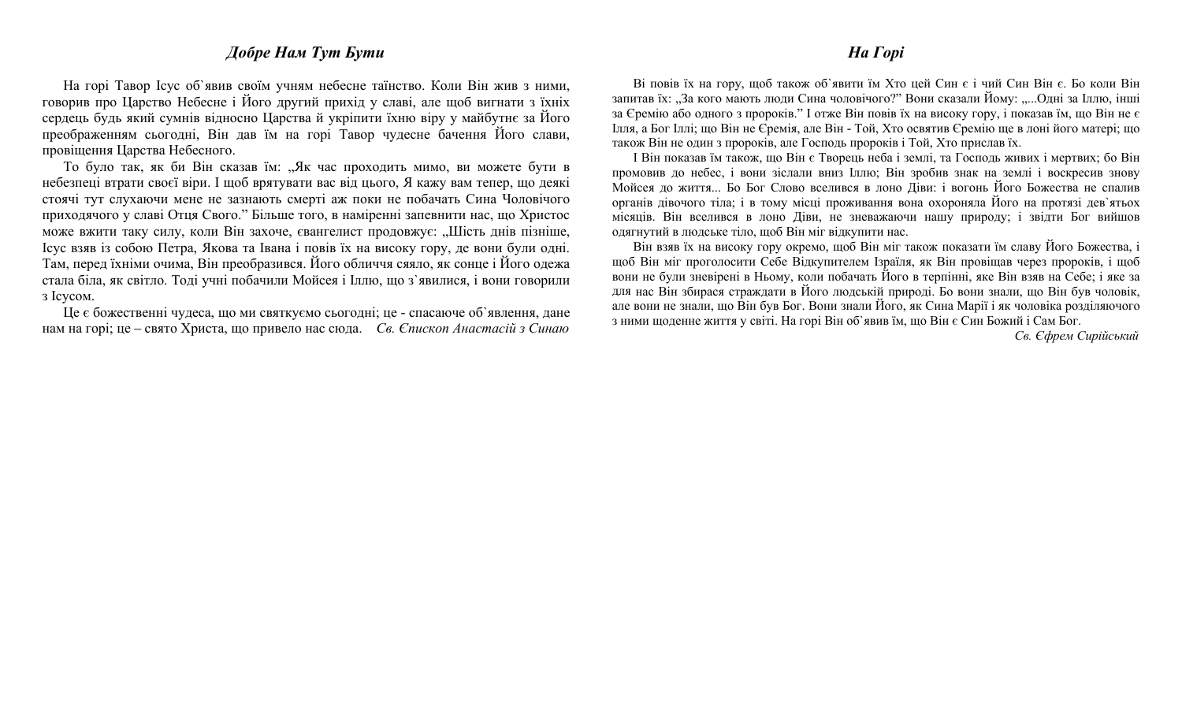## *Добре Нам Тут Бути*

На горі Тавор Ісус об`явив своїм учням небесне таїнство. Коли Він жив з ними, говорив про Царство Небесне і Його другий прихід у славі, але щоб вигнати з їхніх сердець будь який сумнів відносно Царства й укріпити їхню віру у майбутнє за Його преображенням сьогодні, Він дав їм на горі Тавор чудесне бачення Його слави, провіщення Царства Небесного.

То було так, як би Він сказав їм: „Як час проходить мимо, ви можете бути в небезпеці втрати своєї віри. І щоб врятувати вас від цього, Я кажу вам тепер, що деякі стоячі тут слухаючи мене не зазнають смерті аж поки не побачать Сина Чоловічого приходячого у славі Отця Свого.” Більше того, в намірені запевнити нас, що Христос може вжити таку силу, коли Він захоче, євангелист продовжує: „Шість днів пізніше, Ісус взяв із собою Петра, Якова та Івана і повів їх на високу гору, де вони були одні. Там, перед їхніми очима, Він преобразився. Його обличчя сяяло, як сонце і Його одежа стала біла, як світло. Тоді учні побачили Мойсея і Іллю, що з`явилися, і вони говорили з Ісусом.

Це є божественні чудеса, що ми святкуємо сьогодні; це - спасаюче об`явлення, дане нам на горі; це – свято Христа, що привело нас сюда. *Св. Єпископ Анастасій з Синаю*

## *На Горі*

Ві повів їх на гору, щоб також об`явити їм Хто цей Син є і чий Син Він є. Бо коли Він запитав їх: „За кого мають люди Сина чоловічого?” Вони сказали Йому: „„...Одні за Іллю, інші за Єремію або одного з пророків.” І отже Він повів їх на високу гору, і показав їм, що Він не є Ілля, а Бог Іллі; що Він не Єремія, але Він - Той, Хто освятив Єремію ще в лоні його матері; що також Він не один з пророків, але Господь пророків і Той, Хто прислав їх.

І Він показав їм також, що Він є Творець неба і землі, та Господь живих і мертвих; бо Він промовив до небес, і вони зіслали вниз Іллю; Він зробив знак на землі і воскресив знову Мойсея до життя... Бо Бог Слово вселився в лоно Діви: і вогонь Його Божества не спалив органів дівочого тіла; і в тому місці проживання вона охороняла Його на протязі дев`ятьох місяців. Він вселився в лоно Діви, не зневажаючи нашу природу; і звідти Бог вийшов одягнутий в людське тіло, щоб Він міг відкупити нас.

Він взяв їх на високу гору окремо, щоб Він міг також показати їм славу Його Божества, і щоб Він міг проголосити Себе Відкупителем Ізраїля, як Він провіщав через пророків, і щоб вони не були зневірені в Ньому, коли побачать Його в терпінні, яке Він взяв на Себе; і яке за для нас Він збирася страждати в Його людській природі. Бо вони знали, що Він був чоловік, але вони не знали, що Він був Бог. Вони знали Його, як Сина Марії і як чоловіка розділяючого з ними щоденне життя у світі. На горі Він об`явив їм, що Він є Син Божий і Сам Бог.

*Св. Єфрем Сирійський*